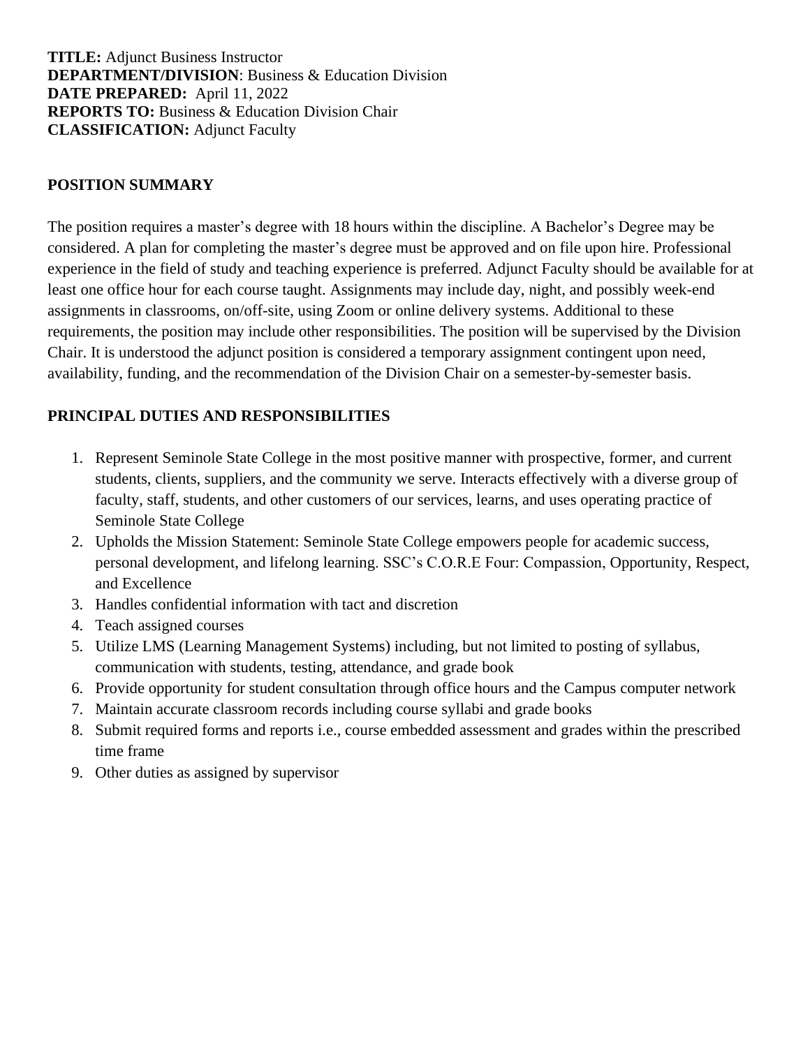**TITLE:** Adjunct Business Instructor
**DEPARTMENT/DIVISION**: Business & Education Division
**DATE PREPARED:** April 11, 2022
**REPORTS TO:** Business & Education Division Chair
**CLASSIFICATION:** Adjunct Faculty

## POSITION SUMMARY

The position requires a master's degree with 18 hours within the discipline. A Bachelor's Degree may be considered. A plan for completing the master's degree must be approved and on file upon hire. Professional experience in the field of study and teaching experience is preferred. Adjunct Faculty should be available for at least one office hour for each course taught. Assignments may include day, night, and possibly week-end assignments in classrooms, on/off-site, using Zoom or online delivery systems. Additional to these requirements, the position may include other responsibilities. The position will be supervised by the Division Chair. It is understood the adjunct position is considered a temporary assignment contingent upon need, availability, funding, and the recommendation of the Division Chair on a semester-by-semester basis.

## PRINCIPAL DUTIES AND RESPONSIBILITIES

1. Represent Seminole State College in the most positive manner with prospective, former, and current students, clients, suppliers, and the community we serve. Interacts effectively with a diverse group of faculty, staff, students, and other customers of our services, learns, and uses operating practice of Seminole State College
2. Upholds the Mission Statement: Seminole State College empowers people for academic success, personal development, and lifelong learning. SSC's C.O.R.E Four: Compassion, Opportunity, Respect, and Excellence
3. Handles confidential information with tact and discretion
4. Teach assigned courses
5. Utilize LMS (Learning Management Systems) including, but not limited to posting of syllabus, communication with students, testing, attendance, and grade book
6. Provide opportunity for student consultation through office hours and the Campus computer network
7. Maintain accurate classroom records including course syllabi and grade books
8. Submit required forms and reports i.e., course embedded assessment and grades within the prescribed time frame
9. Other duties as assigned by supervisor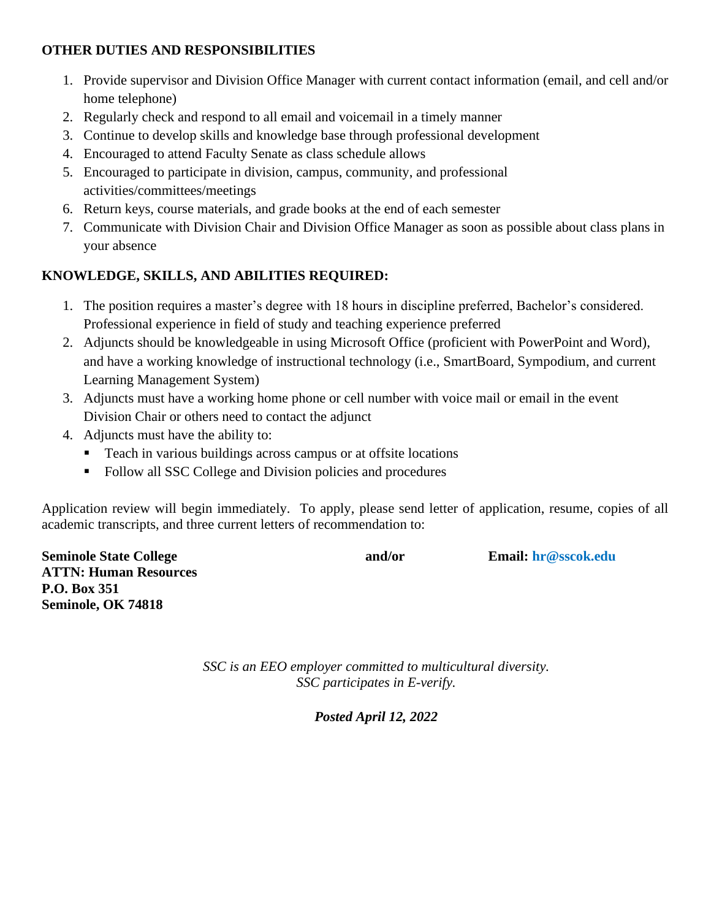**OTHER DUTIES AND RESPONSIBILITIES**

1. Provide supervisor and Division Office Manager with current contact information (email, and cell and/or home telephone)
2. Regularly check and respond to all email and voicemail in a timely manner
3. Continue to develop skills and knowledge base through professional development
4. Encouraged to attend Faculty Senate as class schedule allows
5. Encouraged to participate in division, campus, community, and professional activities/committees/meetings
6. Return keys, course materials, and grade books at the end of each semester
7. Communicate with Division Chair and Division Office Manager as soon as possible about class plans in your absence

**KNOWLEDGE, SKILLS, AND ABILITIES REQUIRED:**

1. The position requires a master's degree with 18 hours in discipline preferred, Bachelor's considered. Professional experience in field of study and teaching experience preferred
2. Adjuncts should be knowledgeable in using Microsoft Office (proficient with PowerPoint and Word), and have a working knowledge of instructional technology (i.e., SmartBoard, Sympodium, and current Learning Management System)
3. Adjuncts must have a working home phone or cell number with voice mail or email in the event Division Chair or others need to contact the adjunct
4. Adjuncts must have the ability to:
   - Teach in various buildings across campus or at offsite locations
   - Follow all SSC College and Division policies and procedures

Application review will begin immediately. To apply, please send letter of application, resume, copies of all academic transcripts, and three current letters of recommendation to:

**Seminole State College**
**ATTN: Human Resources**
**P.O. Box 351**
**Seminole, OK 74818**

**and/or**

**Email: hr@sscok.edu**

*SSC is an EEO employer committed to multicultural diversity.*
*SSC participates in E-verify.*

***Posted April 12, 2022***